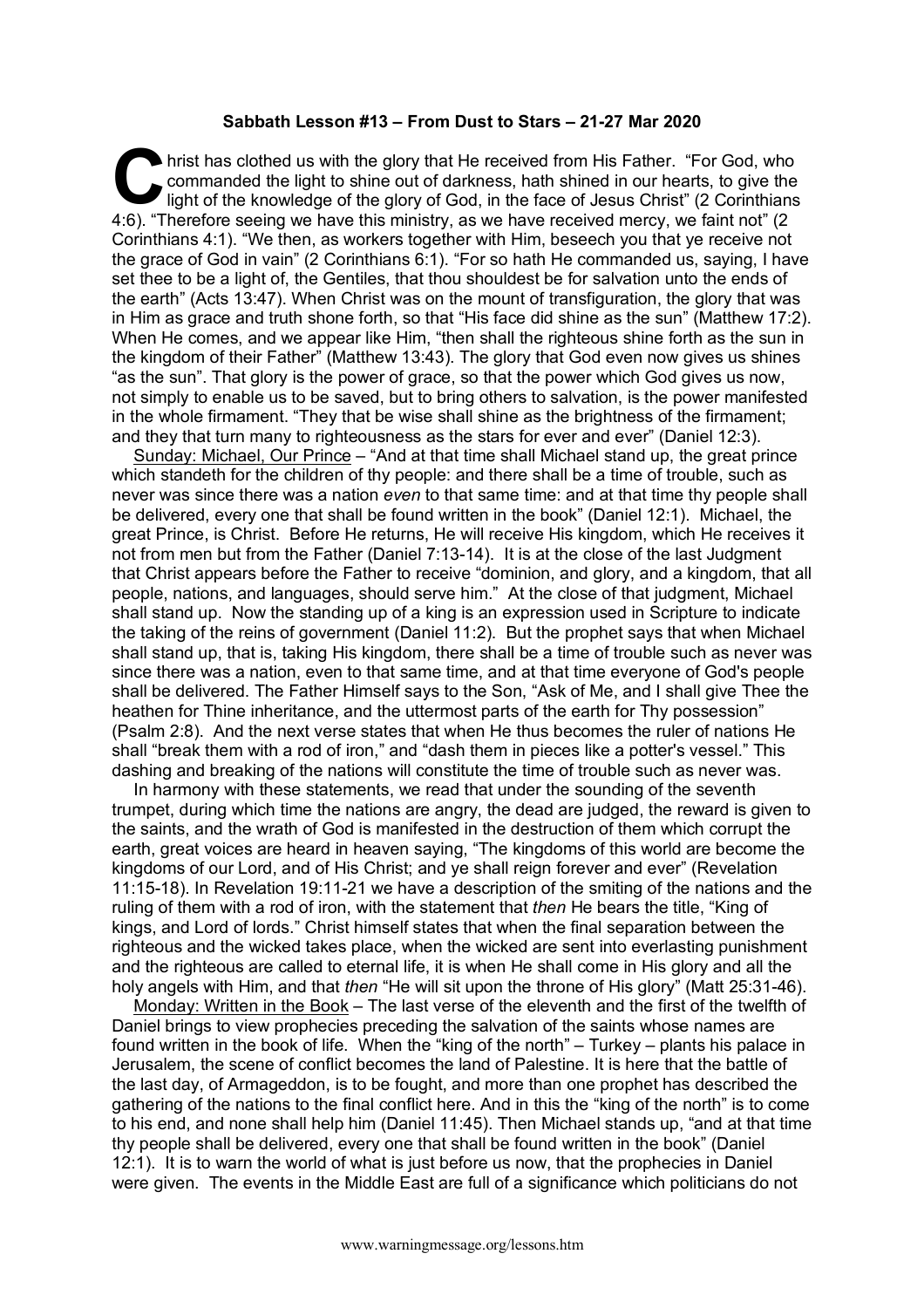**Sabbath Lesson #13 – From Dust to Stars – 21-27 Mar 2020**

Christ has clothed us with the glory that He received from His Father. "For God, who commanded the light to shine out of darkness, hath shined in our hearts, to give the light of the knowledge of the glory of God, in the face of Jesus Christ" (2 Corinthians 4:6). "Therefore seeing we have this ministry, as we have received mercy, we faint not" (2 Corinthians 4:1). "We then, as workers together with Him, beseech you that ye receive not the grace of God in vain" (2 Corinthians 6:1). "For so hath He commanded us, saying, I have set thee to be a light of, the Gentiles, that thou shouldest be for salvation unto the ends of the earth" (Acts 13:47). When Christ was on the mount of transfiguration, the glory that was in Him as grace and truth shone forth, so that "His face did shine as the sun" (Matthew 17:2). When He comes, and we appear like Him, "then shall the righteous shine forth as the sun in the kingdom of their Father" (Matthew 13:43). The glory that God even now gives us shines "as the sun". That glory is the power of grace, so that the power which God gives us now, not simply to enable us to be saved, but to bring others to salvation, is the power manifested in the whole firmament. "They that be wise shall shine as the brightness of the firmament; and they that turn many to righteousness as the stars for ever and ever" (Daniel 12:3).

Sunday: Michael, Our Prince – "And at that time shall Michael stand up, the great prince which standeth for the children of thy people: and there shall be a time of trouble, such as never was since there was a nation *even* to that same time: and at that time thy people shall be delivered, every one that shall be found written in the book" (Daniel 12:1). Michael, the great Prince, is Christ. Before He returns, He will receive His kingdom, which He receives it not from men but from the Father (Daniel 7:13-14). It is at the close of the last Judgment that Christ appears before the Father to receive "dominion, and glory, and a kingdom, that all people, nations, and languages, should serve him." At the close of that judgment, Michael shall stand up. Now the standing up of a king is an expression used in Scripture to indicate the taking of the reins of government (Daniel 11:2). But the prophet says that when Michael shall stand up, that is, taking His kingdom, there shall be a time of trouble such as never was since there was a nation, even to that same time, and at that time everyone of God's people shall be delivered. The Father Himself says to the Son, "Ask of Me, and I shall give Thee the heathen for Thine inheritance, and the uttermost parts of the earth for Thy possession" (Psalm 2:8). And the next verse states that when He thus becomes the ruler of nations He shall "break them with a rod of iron," and "dash them in pieces like a potter's vessel." This dashing and breaking of the nations will constitute the time of trouble such as never was.

In harmony with these statements, we read that under the sounding of the seventh trumpet, during which time the nations are angry, the dead are judged, the reward is given to the saints, and the wrath of God is manifested in the destruction of them which corrupt the earth, great voices are heard in heaven saying, "The kingdoms of this world are become the kingdoms of our Lord, and of His Christ; and ye shall reign forever and ever" (Revelation 11:15-18). In Revelation 19:11-21 we have a description of the smiting of the nations and the ruling of them with a rod of iron, with the statement that *then* He bears the title, "King of kings, and Lord of lords." Christ himself states that when the final separation between the righteous and the wicked takes place, when the wicked are sent into everlasting punishment and the righteous are called to eternal life, it is when He shall come in His glory and all the holy angels with Him, and that *then* "He will sit upon the throne of His glory" (Matt 25:31-46).

Monday: Written in the Book – The last verse of the eleventh and the first of the twelfth of Daniel brings to view prophecies preceding the salvation of the saints whose names are found written in the book of life. When the "king of the north" – Turkey – plants his palace in Jerusalem, the scene of conflict becomes the land of Palestine. It is here that the battle of the last day, of Armageddon, is to be fought, and more than one prophet has described the gathering of the nations to the final conflict here. And in this the "king of the north" is to come to his end, and none shall help him (Daniel 11:45). Then Michael stands up, "and at that time thy people shall be delivered, every one that shall be found written in the book" (Daniel 12:1). It is to warn the world of what is just before us now, that the prophecies in Daniel were given. The events in the Middle East are full of a significance which politicians do not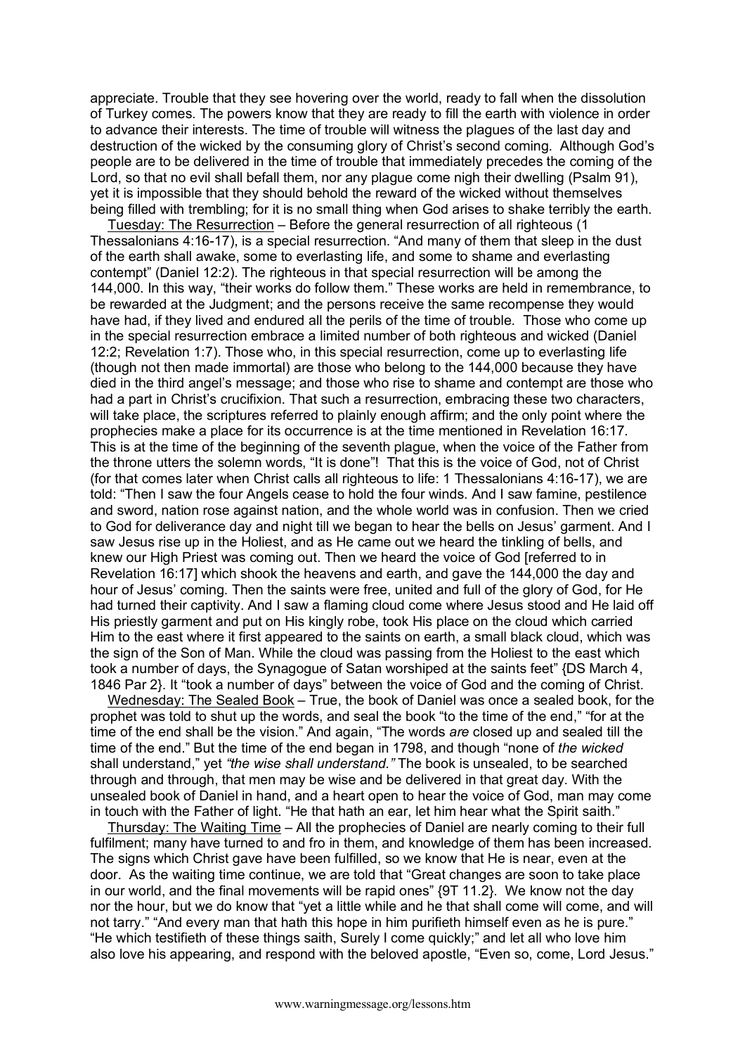appreciate. Trouble that they see hovering over the world, ready to fall when the dissolution of Turkey comes. The powers know that they are ready to fill the earth with violence in order to advance their interests. The time of trouble will witness the plagues of the last day and destruction of the wicked by the consuming glory of Christ's second coming. Although God's people are to be delivered in the time of trouble that immediately precedes the coming of the Lord, so that no evil shall befall them, nor any plague come nigh their dwelling (Psalm 91), yet it is impossible that they should behold the reward of the wicked without themselves being filled with trembling; for it is no small thing when God arises to shake terribly the earth.

<u>Tuesday: The Resurrection</u> – Before the general resurrection of all righteous (1 Thessalonians 4:16-17), is a special resurrection. "And many of them that sleep in the dust of the earth shall awake, some to everlasting life, and some to shame and everlasting contempt" (Daniel 12:2). The righteous in that special resurrection will be among the 144,000. In this way, "their works do follow them." These works are held in remembrance, to be rewarded at the Judgment; and the persons receive the same recompense they would have had, if they lived and endured all the perils of the time of trouble. Those who come up in the special resurrection embrace a limited number of both righteous and wicked (Daniel 12:2; Revelation 1:7). Those who, in this special resurrection, come up to everlasting life (though not then made immortal) are those who belong to the 144,000 because they have died in the third angel's message; and those who rise to shame and contempt are those who had a part in Christ's crucifixion. That such a resurrection, embracing these two characters, will take place, the scriptures referred to plainly enough affirm; and the only point where the prophecies make a place for its occurrence is at the time mentioned in Revelation 16:17. This is at the time of the beginning of the seventh plague, when the voice of the Father from the throne utters the solemn words, "It is done"! That this is the voice of God, not of Christ (for that comes later when Christ calls all righteous to life: 1 Thessalonians 4:16-17), we are told: "Then I saw the four Angels cease to hold the four winds. And I saw famine, pestilence and sword, nation rose against nation, and the whole world was in confusion. Then we cried to God for deliverance day and night till we began to hear the bells on Jesus' garment. And I saw Jesus rise up in the Holiest, and as He came out we heard the tinkling of bells, and knew our High Priest was coming out. Then we heard the voice of God [referred to in Revelation 16:17] which shook the heavens and earth, and gave the 144,000 the day and hour of Jesus' coming. Then the saints were free, united and full of the glory of God, for He had turned their captivity. And I saw a flaming cloud come where Jesus stood and He laid off His priestly garment and put on His kingly robe, took His place on the cloud which carried Him to the east where it first appeared to the saints on earth, a small black cloud, which was the sign of the Son of Man. While the cloud was passing from the Holiest to the east which took a number of days, the Synagogue of Satan worshiped at the saints feet" {DS March 4, 1846 Par 2}. It "took a number of days" between the voice of God and the coming of Christ.

<u>Wednesday: The Sealed Book</u> – True, the book of Daniel was once a sealed book, for the prophet was told to shut up the words, and seal the book "to the time of the end," "for at the time of the end shall be the vision." And again, "The words *are* closed up and sealed till the time of the end." But the time of the end began in 1798, and though "none of *the wicked* shall understand," yet *"the wise shall understand."* The book is unsealed, to be searched through and through, that men may be wise and be delivered in that great day. With the unsealed book of Daniel in hand, and a heart open to hear the voice of God, man may come in touch with the Father of light. "He that hath an ear, let him hear what the Spirit saith."

<u>Thursday: The Waiting Time</u> – All the prophecies of Daniel are nearly coming to their full fulfilment; many have turned to and fro in them, and knowledge of them has been increased. The signs which Christ gave have been fulfilled, so we know that He is near, even at the door. As the waiting time continue, we are told that "Great changes are soon to take place in our world, and the final movements will be rapid ones" {9T 11.2}. We know not the day nor the hour, but we do know that "yet a little while and he that shall come will come, and will not tarry." "And every man that hath this hope in him purifieth himself even as he is pure." "He which testifieth of these things saith, Surely I come quickly;" and let all who love him also love his appearing, and respond with the beloved apostle, "Even so, come, Lord Jesus."